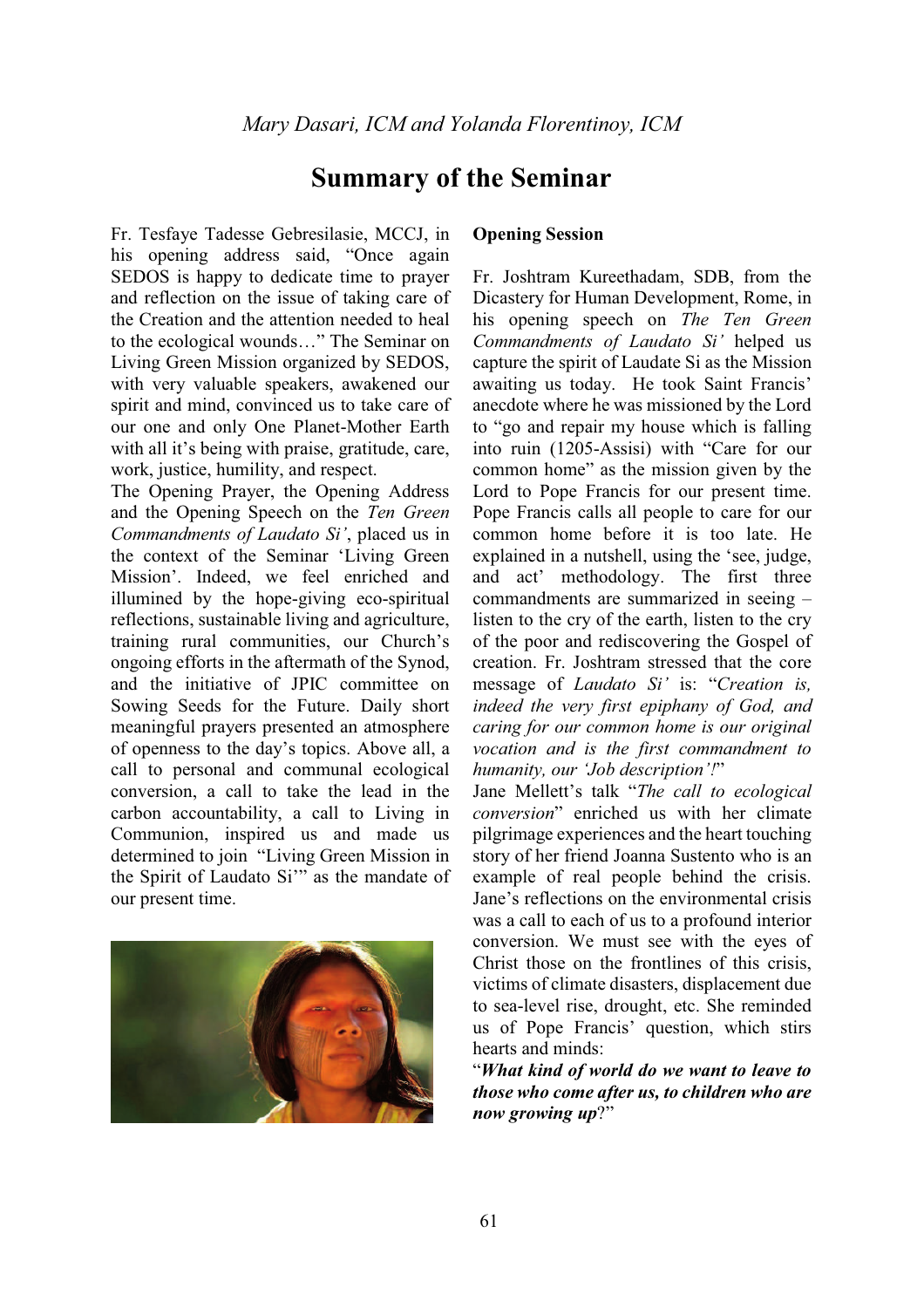*Mary Dasari, ICM and Yolanda Florentinoy, ICM*

# Summary of the Seminar

Fr. Tesfaye Tadesse Gebresilasie, MCCJ, in his opening address said, "Once again SEDOS is happy to dedicate time to prayer and reflection on the issue of taking care of the Creation and the attention needed to heal to the ecological wounds…" The Seminar on Living Green Mission organized by SEDOS, with very valuable speakers, awakened our spirit and mind, convinced us to take care of our one and only One Planet-Mother Earth with all it's being with praise, gratitude, care, work, justice, humility, and respect.

The Opening Prayer, the Opening Address and the Opening Speech on the *Ten Green Commandments of Laudato Si'*, placed us in the context of the Seminar 'Living Green Mission'. Indeed, we feel enriched and illumined by the hope-giving eco-spiritual reflections, sustainable living and agriculture, training rural communities, our Church's ongoing efforts in the aftermath of the Synod, and the initiative of JPIC committee on Sowing Seeds for the Future. Daily short meaningful prayers presented an atmosphere of openness to the day's topics. Above all, a call to personal and communal ecological conversion, a call to take the lead in the carbon accountability, a call to Living in Communion, inspired us and made us determined to join "Living Green Mission in the Spirit of Laudato Si'" as the mandate of our present time.

**Opening Session**

Fr. Joshtram Kureethadam, SDB, from the Dicastery for Human Development, Rome, in his opening speech on *The Ten Green Commandments of Laudato Si'* helped us capture the spirit of Laudate Si as the Mission awaiting us today. He took Saint Francis' anecdote where he was missioned by the Lord to "go and repair my house which is falling into ruin (1205-Assisi) with "Care for our common home" as the mission given by the Lord to Pope Francis for our present time. Pope Francis calls all people to care for our common home before it is too late. He explained in a nutshell, using the 'see, judge, and act' methodology. The first three commandments are summarized in seeing – listen to the cry of the earth, listen to the cry of the poor and rediscovering the Gospel of creation. Fr. Joshtram stressed that the core message of *Laudato Si'* is: "*Creation is, indeed the very first epiphany of God, and caring for our common home is our original vocation and is the first commandment to humanity, our 'Job description'!*"

Jane Mellett's talk "*The call to ecological conversion*" enriched us with her climate pilgrimage experiences and the heart touching story of her friend Joanna Sustento who is an example of real people behind the crisis. Jane's reflections on the environmental crisis was a call to each of us to a profound interior conversion. We must see with the eyes of Christ those on the frontlines of this crisis, victims of climate disasters, displacement due to sea-level rise, drought, etc. She reminded us of Pope Francis' question, which stirs hearts and minds:

"***What kind of world do we want to leave to those who come after us, to children who are now growing up***?"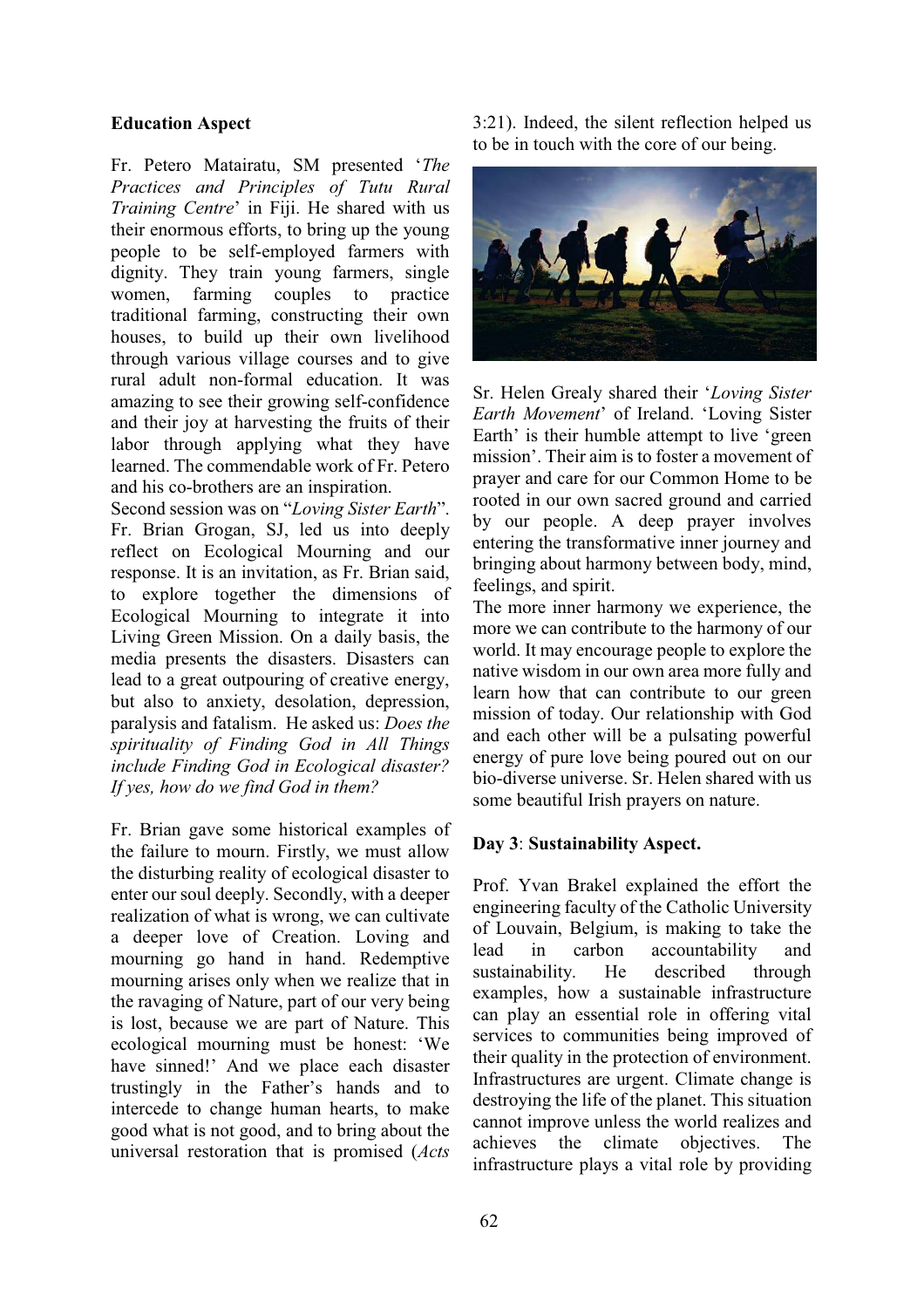**Education Aspect**

Fr. Petero Matairatu, SM presented '*The Practices and Principles of Tutu Rural Training Centre*' in Fiji. He shared with us their enormous efforts, to bring up the young people to be self-employed farmers with dignity. They train young farmers, single women, farming couples to practice traditional farming, constructing their own houses, to build up their own livelihood through various village courses and to give rural adult non-formal education. It was amazing to see their growing self-confidence and their joy at harvesting the fruits of their labor through applying what they have learned. The commendable work of Fr. Petero and his co-brothers are an inspiration.

Second session was on "*Loving Sister Earth*". Fr. Brian Grogan, SJ, led us into deeply reflect on Ecological Mourning and our response. It is an invitation, as Fr. Brian said, to explore together the dimensions of Ecological Mourning to integrate it into Living Green Mission. On a daily basis, the media presents the disasters. Disasters can lead to a great outpouring of creative energy, but also to anxiety, desolation, depression, paralysis and fatalism. He asked us: *Does the spirituality of Finding God in All Things include Finding God in Ecological disaster? If yes, how do we find God in them?*

Fr. Brian gave some historical examples of the failure to mourn. Firstly, we must allow the disturbing reality of ecological disaster to enter our soul deeply. Secondly, with a deeper realization of what is wrong, we can cultivate a deeper love of Creation. Loving and mourning go hand in hand. Redemptive mourning arises only when we realize that in the ravaging of Nature, part of our very being is lost, because we are part of Nature. This ecological mourning must be honest: 'We have sinned!' And we place each disaster trustingly in the Father's hands and to intercede to change human hearts, to make good what is not good, and to bring about the universal restoration that is promised (*Acts* 3:21). Indeed, the silent reflection helped us to be in touch with the core of our being.

Sr. Helen Grealy shared their '*Loving Sister Earth Movement*' of Ireland. 'Loving Sister Earth' is their humble attempt to live 'green mission'. Their aim is to foster a movement of prayer and care for our Common Home to be rooted in our own sacred ground and carried by our people. A deep prayer involves entering the transformative inner journey and bringing about harmony between body, mind, feelings, and spirit.

The more inner harmony we experience, the more we can contribute to the harmony of our world. It may encourage people to explore the native wisdom in our own area more fully and learn how that can contribute to our green mission of today. Our relationship with God and each other will be a pulsating powerful energy of pure love being poured out on our bio-diverse universe. Sr. Helen shared with us some beautiful Irish prayers on nature.

**Day 3**: **Sustainability Aspect.**

Prof. Yvan Brakel explained the effort the engineering faculty of the Catholic University of Louvain, Belgium, is making to take the lead in carbon accountability and sustainability. He described through examples, how a sustainable infrastructure can play an essential role in offering vital services to communities being improved of their quality in the protection of environment. Infrastructures are urgent. Climate change is destroying the life of the planet. This situation cannot improve unless the world realizes and achieves the climate objectives. The infrastructure plays a vital role by providing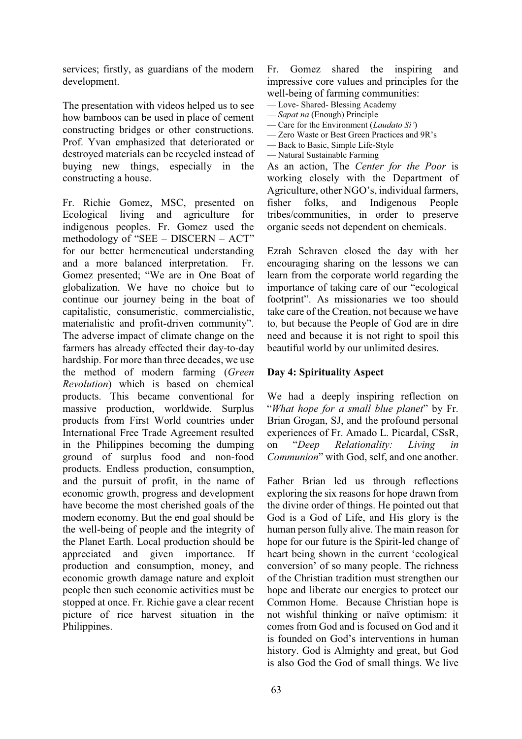services; firstly, as guardians of the modern development.

The presentation with videos helped us to see how bamboos can be used in place of cement constructing bridges or other constructions. Prof. Yvan emphasized that deteriorated or destroyed materials can be recycled instead of buying new things, especially in the constructing a house.

Fr. Richie Gomez, MSC, presented on Ecological living and agriculture for indigenous peoples. Fr. Gomez used the methodology of "SEE – DISCERN – ACT" for our better hermeneutical understanding and a more balanced interpretation. Fr. Gomez presented; "We are in One Boat of globalization. We have no choice but to continue our journey being in the boat of capitalistic, consumeristic, commercialistic, materialistic and profit-driven community". The adverse impact of climate change on the farmers has already effected their day-to-day hardship. For more than three decades, we use the method of modern farming (*Green Revolution*) which is based on chemical products. This became conventional for massive production, worldwide. Surplus products from First World countries under International Free Trade Agreement resulted in the Philippines becoming the dumping ground of surplus food and non-food products. Endless production, consumption, and the pursuit of profit, in the name of economic growth, progress and development have become the most cherished goals of the modern economy. But the end goal should be the well-being of people and the integrity of the Planet Earth. Local production should be appreciated and given importance. If production and consumption, money, and economic growth damage nature and exploit people then such economic activities must be stopped at once. Fr. Richie gave a clear recent picture of rice harvest situation in the Philippines.

Fr. Gomez shared the inspiring and impressive core values and principles for the well-being of farming communities:

— Love- Shared- Blessing Academy
— *Sapat na* (Enough) Principle
— Care for the Environment (*Laudato Si'*)
— Zero Waste or Best Green Practices and 9R's
— Back to Basic, Simple Life-Style
— Natural Sustainable Farming

As an action, The *Center for the Poor* is working closely with the Department of Agriculture, other NGO's, individual farmers, fisher folks, and Indigenous People tribes/communities, in order to preserve organic seeds not dependent on chemicals.

Ezrah Schraven closed the day with her encouraging sharing on the lessons we can learn from the corporate world regarding the importance of taking care of our "ecological footprint". As missionaries we too should take care of the Creation, not because we have to, but because the People of God are in dire need and because it is not right to spoil this beautiful world by our unlimited desires.

**Day 4: Spirituality Aspect**

We had a deeply inspiring reflection on "*What hope for a small blue planet*" by Fr. Brian Grogan, SJ, and the profound personal experiences of Fr. Amado L. Picardal, CSsR, on "*Deep Relationality: Living in Communion*" with God, self, and one another.

Father Brian led us through reflections exploring the six reasons for hope drawn from the divine order of things. He pointed out that God is a God of Life, and His glory is the human person fully alive. The main reason for hope for our future is the Spirit-led change of heart being shown in the current 'ecological conversion' of so many people. The richness of the Christian tradition must strengthen our hope and liberate our energies to protect our Common Home. Because Christian hope is not wishful thinking or naïve optimism: it comes from God and is focused on God and it is founded on God's interventions in human history. God is Almighty and great, but God is also God the God of small things. We live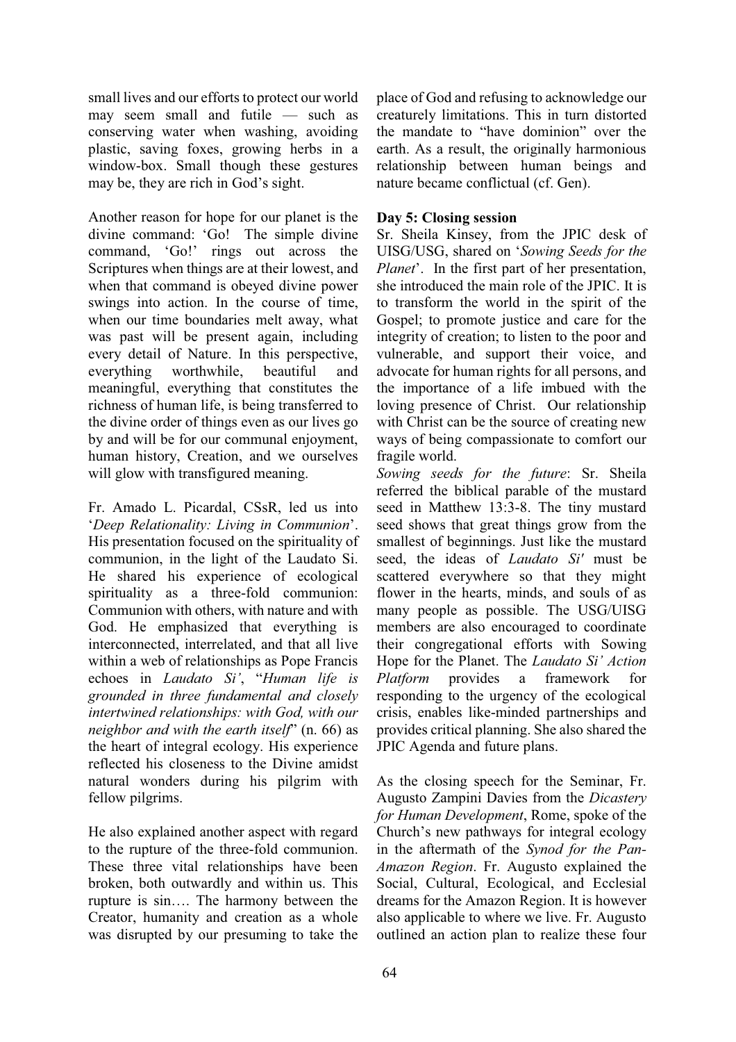small lives and our efforts to protect our world may seem small and futile — such as conserving water when washing, avoiding plastic, saving foxes, growing herbs in a window-box. Small though these gestures may be, they are rich in God's sight.

Another reason for hope for our planet is the divine command: 'Go! The simple divine command, 'Go!' rings out across the Scriptures when things are at their lowest, and when that command is obeyed divine power swings into action. In the course of time, when our time boundaries melt away, what was past will be present again, including every detail of Nature. In this perspective, everything worthwhile, beautiful and meaningful, everything that constitutes the richness of human life, is being transferred to the divine order of things even as our lives go by and will be for our communal enjoyment, human history, Creation, and we ourselves will glow with transfigured meaning.

Fr. Amado L. Picardal, CSsR, led us into '*Deep Relationality: Living in Communion*'. His presentation focused on the spirituality of communion, in the light of the Laudato Si. He shared his experience of ecological spirituality as a three-fold communion: Communion with others, with nature and with God. He emphasized that everything is interconnected, interrelated, and that all live within a web of relationships as Pope Francis echoes in *Laudato Si'*, "*Human life is grounded in three fundamental and closely intertwined relationships: with God, with our neighbor and with the earth itself*" (n. 66) as the heart of integral ecology. His experience reflected his closeness to the Divine amidst natural wonders during his pilgrim with fellow pilgrims.

He also explained another aspect with regard to the rupture of the three-fold communion. These three vital relationships have been broken, both outwardly and within us. This rupture is sin…. The harmony between the Creator, humanity and creation as a whole was disrupted by our presuming to take the place of God and refusing to acknowledge our creaturely limitations. This in turn distorted the mandate to "have dominion" over the earth. As a result, the originally harmonious relationship between human beings and nature became conflictual (cf. Gen).

**Day 5: Closing session**

Sr. Sheila Kinsey, from the JPIC desk of UISG/USG, shared on '*Sowing Seeds for the Planet*'. In the first part of her presentation, she introduced the main role of the JPIC. It is to transform the world in the spirit of the Gospel; to promote justice and care for the integrity of creation; to listen to the poor and vulnerable, and support their voice, and advocate for human rights for all persons, and the importance of a life imbued with the loving presence of Christ. Our relationship with Christ can be the source of creating new ways of being compassionate to comfort our fragile world.

*Sowing seeds for the future*: Sr. Sheila referred the biblical parable of the mustard seed in Matthew 13:3-8. The tiny mustard seed shows that great things grow from the smallest of beginnings. Just like the mustard seed, the ideas of *Laudato Si'* must be scattered everywhere so that they might flower in the hearts, minds, and souls of as many people as possible. The USG/UISG members are also encouraged to coordinate their congregational efforts with Sowing Hope for the Planet. The *Laudato Si' Action Platform* provides a framework for responding to the urgency of the ecological crisis, enables like-minded partnerships and provides critical planning. She also shared the JPIC Agenda and future plans.

As the closing speech for the Seminar, Fr. Augusto Zampini Davies from the *Dicastery for Human Development*, Rome, spoke of the Church's new pathways for integral ecology in the aftermath of the *Synod for the Pan-Amazon Region*. Fr. Augusto explained the Social, Cultural, Ecological, and Ecclesial dreams for the Amazon Region. It is however also applicable to where we live. Fr. Augusto outlined an action plan to realize these four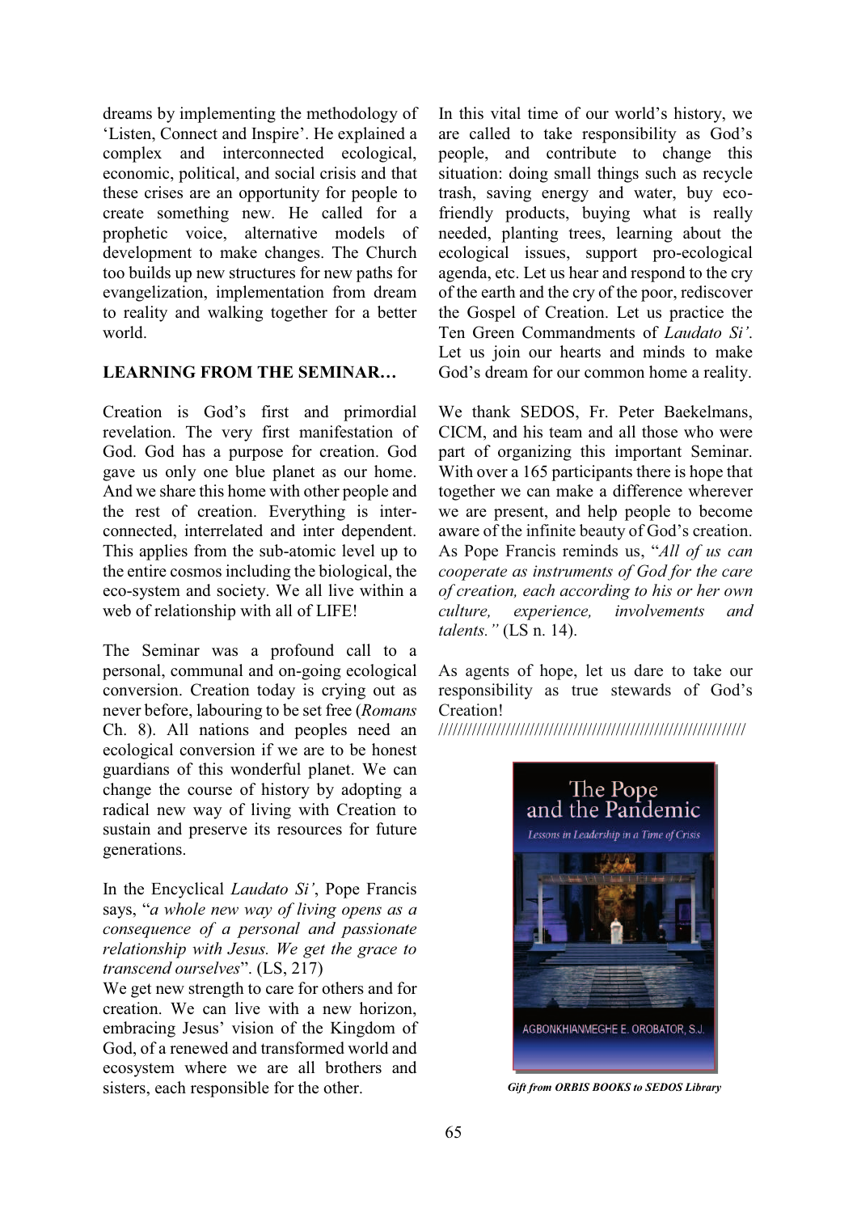dreams by implementing the methodology of 'Listen, Connect and Inspire'. He explained a complex and interconnected ecological, economic, political, and social crisis and that these crises are an opportunity for people to create something new. He called for a prophetic voice, alternative models of development to make changes. The Church too builds up new structures for new paths for evangelization, implementation from dream to reality and walking together for a better world.

## LEARNING FROM THE SEMINAR…

Creation is God's first and primordial revelation. The very first manifestation of God. God has a purpose for creation. God gave us only one blue planet as our home. And we share this home with other people and the rest of creation. Everything is interconnected, interrelated and inter dependent. This applies from the sub-atomic level up to the entire cosmos including the biological, the eco-system and society. We all live within a web of relationship with all of LIFE!

The Seminar was a profound call to a personal, communal and on-going ecological conversion. Creation today is crying out as never before, labouring to be set free (*Romans* Ch. 8). All nations and peoples need an ecological conversion if we are to be honest guardians of this wonderful planet. We can change the course of history by adopting a radical new way of living with Creation to sustain and preserve its resources for future generations.

In the Encyclical *Laudato Si'*, Pope Francis says, "*a whole new way of living opens as a consequence of a personal and passionate relationship with Jesus. We get the grace to transcend ourselves*". (LS, 217)

We get new strength to care for others and for creation. We can live with a new horizon, embracing Jesus' vision of the Kingdom of God, of a renewed and transformed world and ecosystem where we are all brothers and sisters, each responsible for the other.

In this vital time of our world's history, we are called to take responsibility as God's people, and contribute to change this situation: doing small things such as recycle trash, saving energy and water, buy eco-friendly products, buying what is really needed, planting trees, learning about the ecological issues, support pro-ecological agenda, etc. Let us hear and respond to the cry of the earth and the cry of the poor, rediscover the Gospel of Creation. Let us practice the Ten Green Commandments of *Laudato Si'*. Let us join our hearts and minds to make God's dream for our common home a reality.

We thank SEDOS, Fr. Peter Baekelmans, CICM, and his team and all those who were part of organizing this important Seminar. With over a 165 participants there is hope that together we can make a difference wherever we are present, and help people to become aware of the infinite beauty of God's creation. As Pope Francis reminds us, "*All of us can cooperate as instruments of God for the care of creation, each according to his or her own culture, experience, involvements and talents.*" (LS n. 14).

As agents of hope, let us dare to take our responsibility as true stewards of God's Creation!

////////////////////////////////////////////////////////////

The Pope and the Pandemic

Lessons in Leadership in a Time of Crisis

AGBONKHIANMEGHE E. OROBATOR, S.J.

***Gift from ORBIS BOOKS to SEDOS Library***